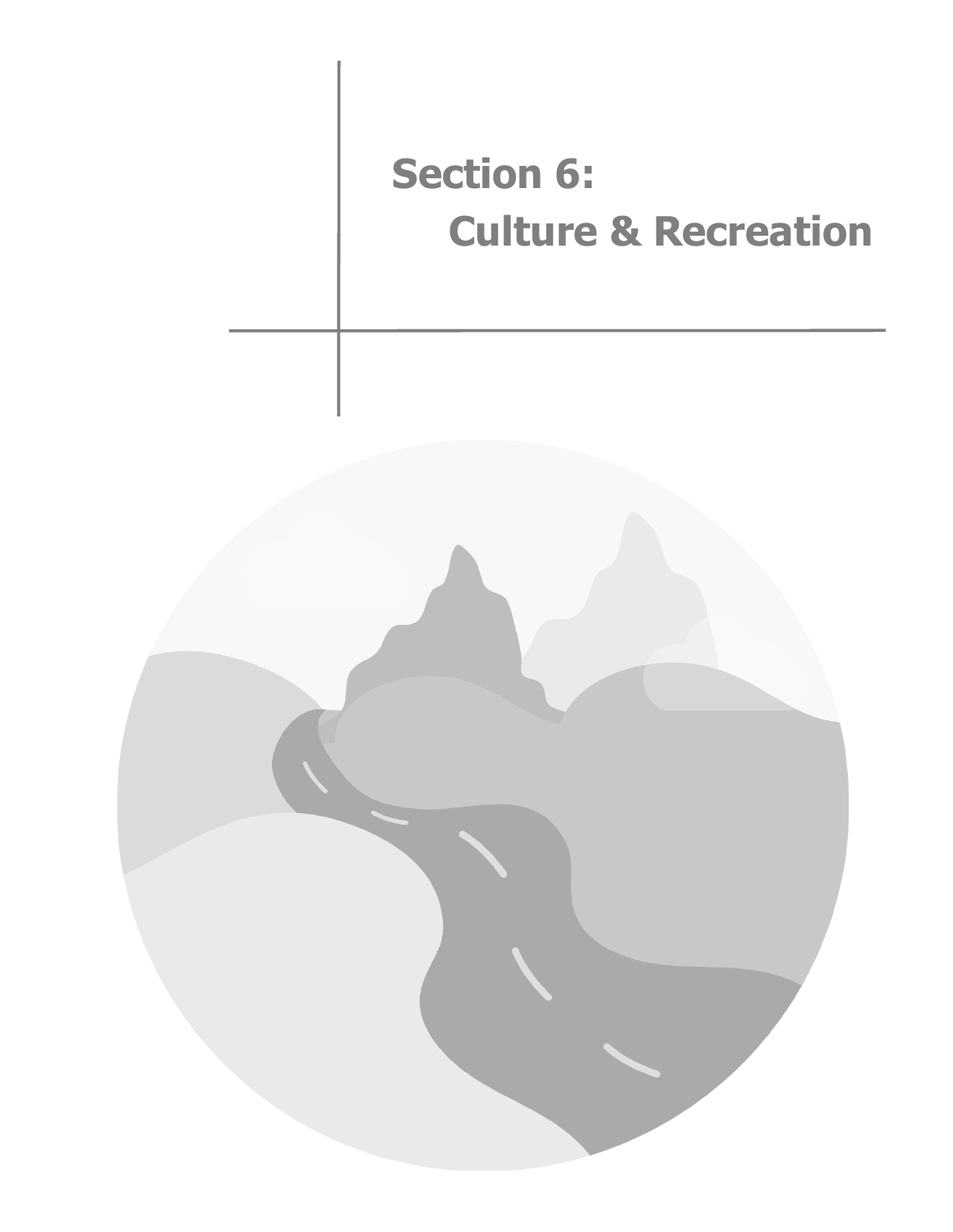# Section 6: Culture & Recreation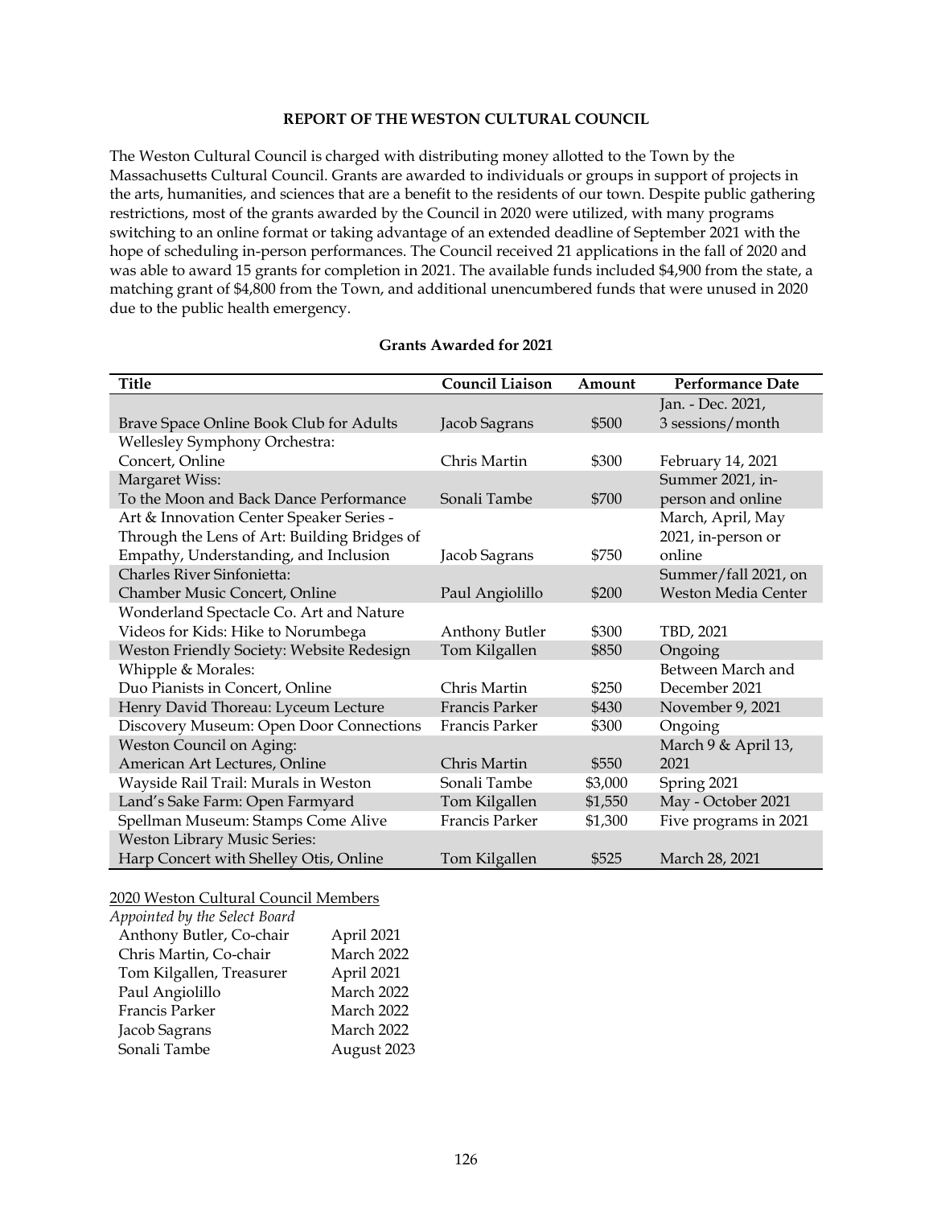## REPORT OF THE WESTON CULTURAL COUNCIL

The Weston Cultural Council is charged with distributing money allotted to the Town by the Massachusetts Cultural Council. Grants are awarded to individuals or groups in support of projects in the arts, humanities, and sciences that are a benefit to the residents of our town. Despite public gathering restrictions, most of the grants awarded by the Council in 2020 were utilized, with many programs switching to an online format or taking advantage of an extended deadline of September 2021 with the hope of scheduling in-person performances. The Council received 21 applications in the fall of 2020 and was able to award 15 grants for completion in 2021. The available funds included $4,900 from the state, a matching grant of $4,800 from the Town, and additional unencumbered funds that were unused in 2020 due to the public health emergency.

### Grants Awarded for 2021

| Title | Council Liaison | Amount | Performance Date |
|---|---|---|---|
| Brave Space Online Book Club for Adults | Jacob Sagrans | $500 | Jan. - Dec. 2021, 3 sessions/month |
| Wellesley Symphony Orchestra: Concert, Online | Chris Martin | $300 | February 14, 2021 |
| Margaret Wiss: To the Moon and Back Dance Performance | Sonali Tambe | $700 | Summer 2021, in-person and online |
| Art & Innovation Center Speaker Series - Through the Lens of Art: Building Bridges of Empathy, Understanding, and Inclusion | Jacob Sagrans | $750 | March, April, May 2021, in-person or online |
| Charles River Sinfonietta: Chamber Music Concert, Online | Paul Angiolillo | $200 | Summer/fall 2021, on Weston Media Center |
| Wonderland Spectacle Co. Art and Nature Videos for Kids: Hike to Norumbega | Anthony Butler | $300 | TBD, 2021 |
| Weston Friendly Society: Website Redesign | Tom Kilgallen | $850 | Ongoing |
| Whipple & Morales: Duo Pianists in Concert, Online | Chris Martin | $250 | Between March and December 2021 |
| Henry David Thoreau: Lyceum Lecture | Francis Parker | $430 | November 9, 2021 |
| Discovery Museum: Open Door Connections | Francis Parker | $300 | Ongoing |
| Weston Council on Aging: American Art Lectures, Online | Chris Martin | $550 | March 9 & April 13, 2021 |
| Wayside Rail Trail: Murals in Weston | Sonali Tambe | $3,000 | Spring 2021 |
| Land's Sake Farm: Open Farmyard | Tom Kilgallen | $1,550 | May - October 2021 |
| Spellman Museum: Stamps Come Alive | Francis Parker | $1,300 | Five programs in 2021 |
| Weston Library Music Series: Harp Concert with Shelley Otis, Online | Tom Kilgallen | $525 | March 28, 2021 |

2020 Weston Cultural Council Members

*Appointed by the Select Board*

| | |
|---|---|
| Anthony Butler, Co-chair | April 2021 |
| Chris Martin, Co-chair | March 2022 |
| Tom Kilgallen, Treasurer | April 2021 |
| Paul Angiolillo | March 2022 |
| Francis Parker | March 2022 |
| Jacob Sagrans | March 2022 |
| Sonali Tambe | August 2023 |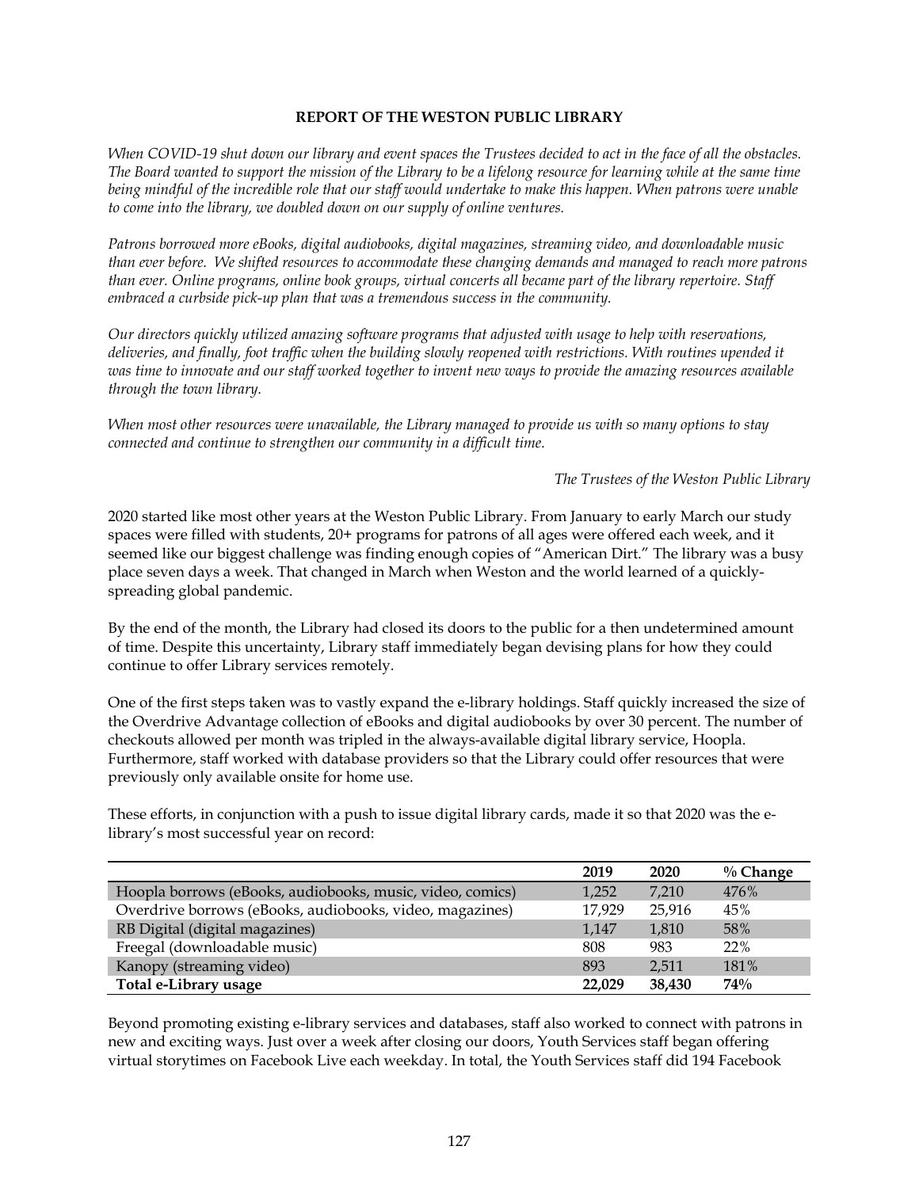**REPORT OF THE WESTON PUBLIC LIBRARY**

*When COVID-19 shut down our library and event spaces the Trustees decided to act in the face of all the obstacles. The Board wanted to support the mission of the Library to be a lifelong resource for learning while at the same time being mindful of the incredible role that our staff would undertake to make this happen. When patrons were unable to come into the library, we doubled down on our supply of online ventures.*

*Patrons borrowed more eBooks, digital audiobooks, digital magazines, streaming video, and downloadable music than ever before. We shifted resources to accommodate these changing demands and managed to reach more patrons than ever. Online programs, online book groups, virtual concerts all became part of the library repertoire. Staff embraced a curbside pick-up plan that was a tremendous success in the community.*

*Our directors quickly utilized amazing software programs that adjusted with usage to help with reservations, deliveries, and finally, foot traffic when the building slowly reopened with restrictions. With routines upended it was time to innovate and our staff worked together to invent new ways to provide the amazing resources available through the town library.*

*When most other resources were unavailable, the Library managed to provide us with so many options to stay connected and continue to strengthen our community in a difficult time.*

*The Trustees of the Weston Public Library*

2020 started like most other years at the Weston Public Library. From January to early March our study spaces were filled with students, 20+ programs for patrons of all ages were offered each week, and it seemed like our biggest challenge was finding enough copies of "American Dirt." The library was a busy place seven days a week. That changed in March when Weston and the world learned of a quickly-spreading global pandemic.

By the end of the month, the Library had closed its doors to the public for a then undetermined amount of time. Despite this uncertainty, Library staff immediately began devising plans for how they could continue to offer Library services remotely.

One of the first steps taken was to vastly expand the e-library holdings. Staff quickly increased the size of the Overdrive Advantage collection of eBooks and digital audiobooks by over 30 percent. The number of checkouts allowed per month was tripled in the always-available digital library service, Hoopla. Furthermore, staff worked with database providers so that the Library could offer resources that were previously only available onsite for home use.

These efforts, in conjunction with a push to issue digital library cards, made it so that 2020 was the e-library's most successful year on record:

| | 2019 | 2020 | % Change |
|---|---|---|---|
| Hoopla borrows (eBooks, audiobooks, music, video, comics) | 1,252 | 7,210 | 476% |
| Overdrive borrows (eBooks, audiobooks, video, magazines) | 17,929 | 25,916 | 45% |
| RB Digital (digital magazines) | 1,147 | 1,810 | 58% |
| Freegal (downloadable music) | 808 | 983 | 22% |
| Kanopy (streaming video) | 893 | 2,511 | 181% |
| **Total e-Library usage** | **22,029** | **38,430** | **74%** |

Beyond promoting existing e-library services and databases, staff also worked to connect with patrons in new and exciting ways. Just over a week after closing our doors, Youth Services staff began offering virtual storytimes on Facebook Live each weekday. In total, the Youth Services staff did 194 Facebook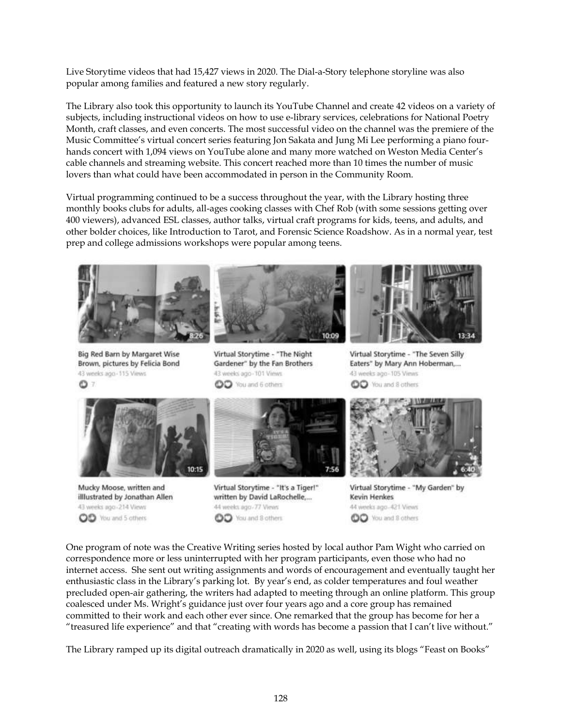Live Storytime videos that had 15,427 views in 2020. The Dial-a-Story telephone storyline was also popular among families and featured a new story regularly.

The Library also took this opportunity to launch its YouTube Channel and create 42 videos on a variety of subjects, including instructional videos on how to use e-library services, celebrations for National Poetry Month, craft classes, and even concerts. The most successful video on the channel was the premiere of the Music Committee's virtual concert series featuring Jon Sakata and Jung Mi Lee performing a piano four-hands concert with 1,094 views on YouTube alone and many more watched on Weston Media Center's cable channels and streaming website. This concert reached more than 10 times the number of music lovers than what could have been accommodated in person in the Community Room.

Virtual programming continued to be a success throughout the year, with the Library hosting three monthly books clubs for adults, all-ages cooking classes with Chef Rob (with some sessions getting over 400 viewers), advanced ESL classes, author talks, virtual craft programs for kids, teens, and adults, and other bolder choices, like Introduction to Tarot, and Forensic Science Roadshow. As in a normal year, test prep and college admissions workshops were popular among teens.

One program of note was the Creative Writing series hosted by local author Pam Wight who carried on correspondence more or less uninterrupted with her program participants, even those who had no internet access. She sent out writing assignments and words of encouragement and eventually taught her enthusiastic class in the Library's parking lot. By year's end, as colder temperatures and foul weather precluded open-air gathering, the writers had adapted to meeting through an online platform. This group coalesced under Ms. Wright's guidance just over four years ago and a core group has remained committed to their work and each other ever since. One remarked that the group has become for her a "treasured life experience" and that "creating with words has become a passion that I can't live without."

The Library ramped up its digital outreach dramatically in 2020 as well, using its blogs "Feast on Books"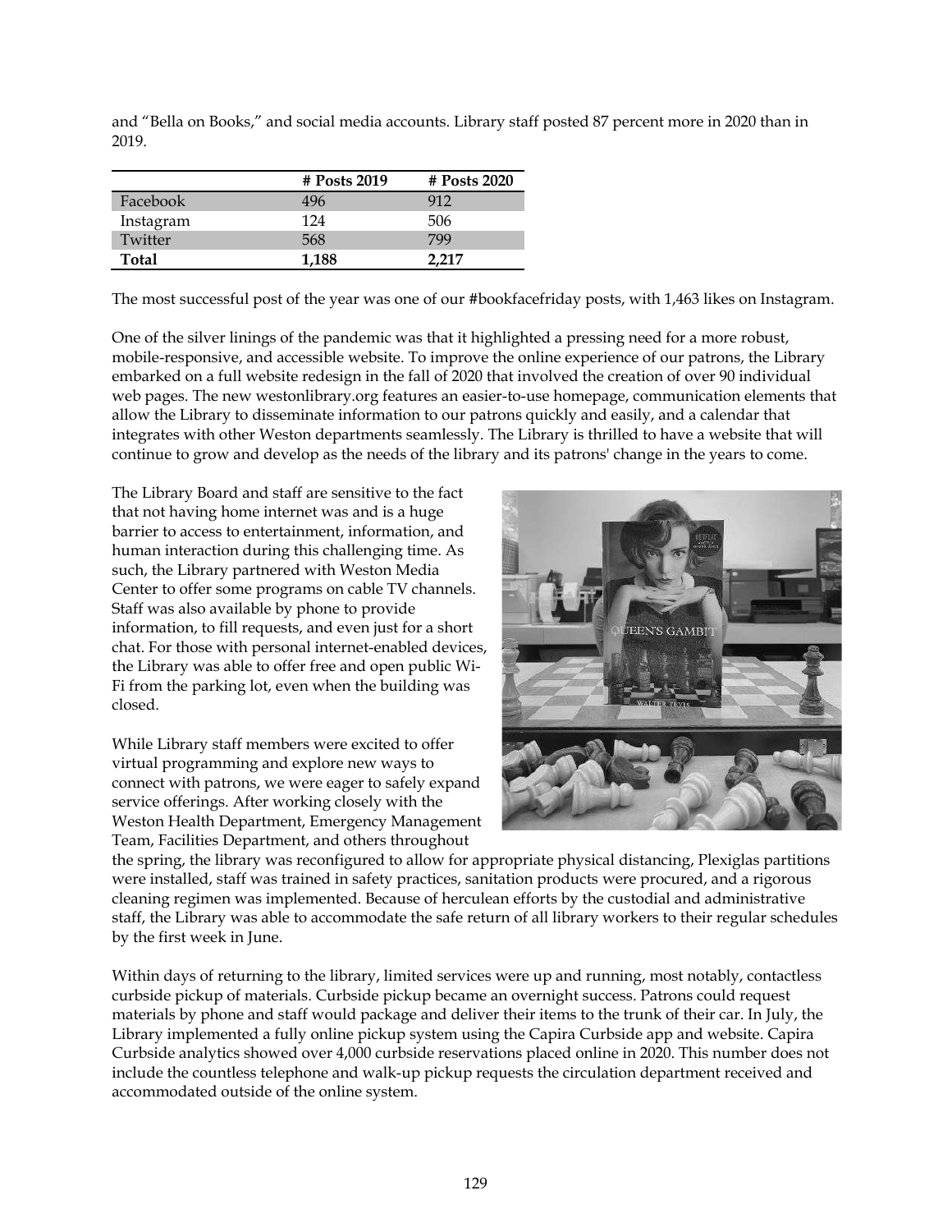and "Bella on Books," and social media accounts. Library staff posted 87 percent more in 2020 than in 2019.

| | # Posts 2019 | # Posts 2020 |
|---|---|---|
| Facebook | 496 | 912 |
| Instagram | 124 | 506 |
| Twitter | 568 | 799 |
| **Total** | **1,188** | **2,217** |

The most successful post of the year was one of our #bookfacefriday posts, with 1,463 likes on Instagram.

One of the silver linings of the pandemic was that it highlighted a pressing need for a more robust, mobile-responsive, and accessible website. To improve the online experience of our patrons, the Library embarked on a full website redesign in the fall of 2020 that involved the creation of over 90 individual web pages. The new westonlibrary.org features an easier-to-use homepage, communication elements that allow the Library to disseminate information to our patrons quickly and easily, and a calendar that integrates with other Weston departments seamlessly. The Library is thrilled to have a website that will continue to grow and develop as the needs of the library and its patrons' change in the years to come.

The Library Board and staff are sensitive to the fact that not having home internet was and is a huge barrier to access to entertainment, information, and human interaction during this challenging time. As such, the Library partnered with Weston Media Center to offer some programs on cable TV channels. Staff was also available by phone to provide information, to fill requests, and even just for a short chat. For those with personal internet-enabled devices, the Library was able to offer free and open public Wi-Fi from the parking lot, even when the building was closed.

While Library staff members were excited to offer virtual programming and explore new ways to connect with patrons, we were eager to safely expand service offerings. After working closely with the Weston Health Department, Emergency Management Team, Facilities Department, and others throughout the spring, the library was reconfigured to allow for appropriate physical distancing, Plexiglas partitions were installed, staff was trained in safety practices, sanitation products were procured, and a rigorous cleaning regimen was implemented. Because of herculean efforts by the custodial and administrative staff, the Library was able to accommodate the safe return of all library workers to their regular schedules by the first week in June.

Within days of returning to the library, limited services were up and running, most notably, contactless curbside pickup of materials. Curbside pickup became an overnight success. Patrons could request materials by phone and staff would package and deliver their items to the trunk of their car. In July, the Library implemented a fully online pickup system using the Capira Curbside app and website. Capira Curbside analytics showed over 4,000 curbside reservations placed online in 2020. This number does not include the countless telephone and walk-up pickup requests the circulation department received and accommodated outside of the online system.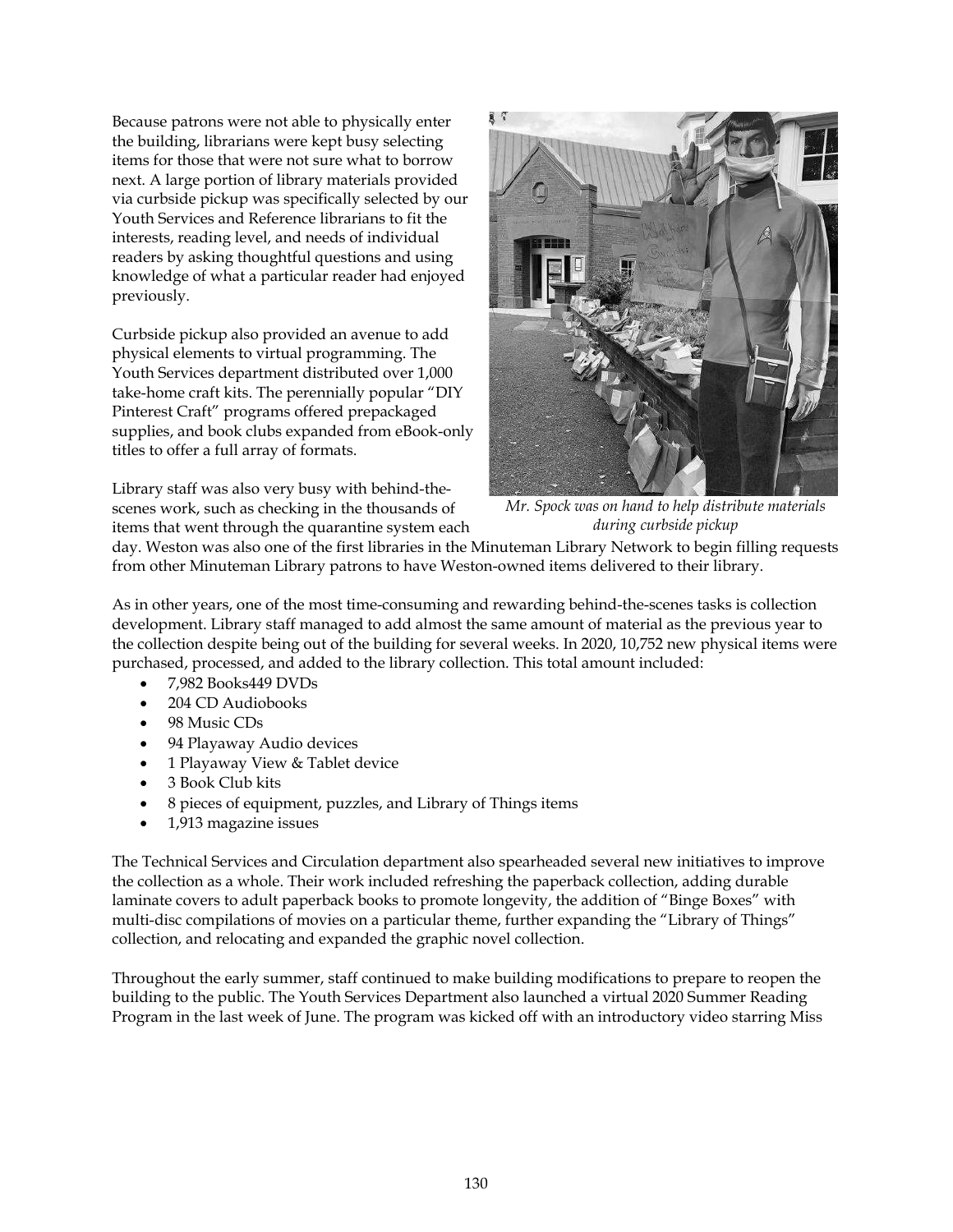Because patrons were not able to physically enter the building, librarians were kept busy selecting items for those that were not sure what to borrow next. A large portion of library materials provided via curbside pickup was specifically selected by our Youth Services and Reference librarians to fit the interests, reading level, and needs of individual readers by asking thoughtful questions and using knowledge of what a particular reader had enjoyed previously.

Curbside pickup also provided an avenue to add physical elements to virtual programming. The Youth Services department distributed over 1,000 take-home craft kits. The perennially popular "DIY Pinterest Craft" programs offered prepackaged supplies, and book clubs expanded from eBook-only titles to offer a full array of formats.

*Mr. Spock was on hand to help distribute materials during curbside pickup*

Library staff was also very busy with behind-the-scenes work, such as checking in the thousands of items that went through the quarantine system each day. Weston was also one of the first libraries in the Minuteman Library Network to begin filling requests from other Minuteman Library patrons to have Weston-owned items delivered to their library.

As in other years, one of the most time-consuming and rewarding behind-the-scenes tasks is collection development. Library staff managed to add almost the same amount of material as the previous year to the collection despite being out of the building for several weeks. In 2020, 10,752 new physical items were purchased, processed, and added to the library collection. This total amount included:

- 7,982 Books449 DVDs
- 204 CD Audiobooks
- 98 Music CDs
- 94 Playaway Audio devices
- 1 Playaway View & Tablet device
- 3 Book Club kits
- 8 pieces of equipment, puzzles, and Library of Things items
- 1,913 magazine issues

The Technical Services and Circulation department also spearheaded several new initiatives to improve the collection as a whole. Their work included refreshing the paperback collection, adding durable laminate covers to adult paperback books to promote longevity, the addition of "Binge Boxes" with multi-disc compilations of movies on a particular theme, further expanding the "Library of Things" collection, and relocating and expanded the graphic novel collection.

Throughout the early summer, staff continued to make building modifications to prepare to reopen the building to the public. The Youth Services Department also launched a virtual 2020 Summer Reading Program in the last week of June. The program was kicked off with an introductory video starring Miss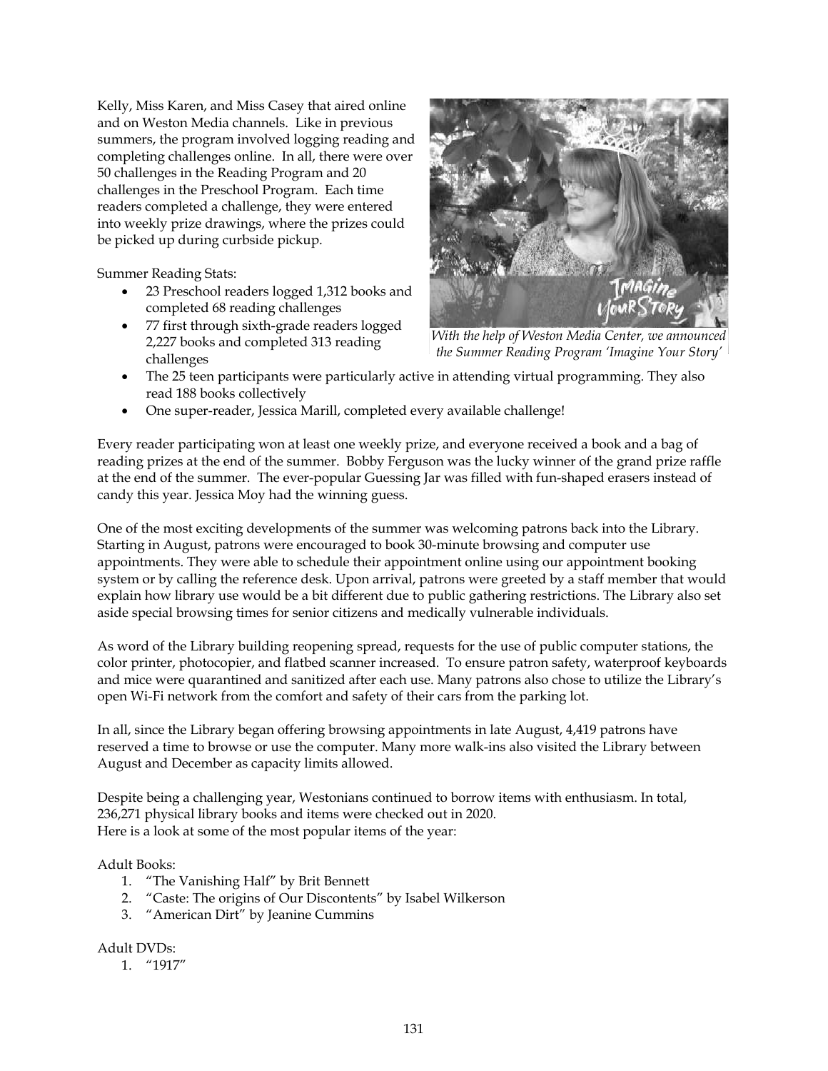Kelly, Miss Karen, and Miss Casey that aired online and on Weston Media channels. Like in previous summers, the program involved logging reading and completing challenges online. In all, there were over 50 challenges in the Reading Program and 20 challenges in the Preschool Program. Each time readers completed a challenge, they were entered into weekly prize drawings, where the prizes could be picked up during curbside pickup.

*With the help of Weston Media Center, we announced the Summer Reading Program 'Imagine Your Story'*

Summer Reading Stats:

- 23 Preschool readers logged 1,312 books and completed 68 reading challenges
- 77 first through sixth-grade readers logged 2,227 books and completed 313 reading challenges
- The 25 teen participants were particularly active in attending virtual programming. They also read 188 books collectively
- One super-reader, Jessica Marill, completed every available challenge!

Every reader participating won at least one weekly prize, and everyone received a book and a bag of reading prizes at the end of the summer. Bobby Ferguson was the lucky winner of the grand prize raffle at the end of the summer. The ever-popular Guessing Jar was filled with fun-shaped erasers instead of candy this year. Jessica Moy had the winning guess.

One of the most exciting developments of the summer was welcoming patrons back into the Library. Starting in August, patrons were encouraged to book 30-minute browsing and computer use appointments. They were able to schedule their appointment online using our appointment booking system or by calling the reference desk. Upon arrival, patrons were greeted by a staff member that would explain how library use would be a bit different due to public gathering restrictions. The Library also set aside special browsing times for senior citizens and medically vulnerable individuals.

As word of the Library building reopening spread, requests for the use of public computer stations, the color printer, photocopier, and flatbed scanner increased. To ensure patron safety, waterproof keyboards and mice were quarantined and sanitized after each use. Many patrons also chose to utilize the Library's open Wi-Fi network from the comfort and safety of their cars from the parking lot.

In all, since the Library began offering browsing appointments in late August, 4,419 patrons have reserved a time to browse or use the computer. Many more walk-ins also visited the Library between August and December as capacity limits allowed.

Despite being a challenging year, Westonians continued to borrow items with enthusiasm. In total, 236,271 physical library books and items were checked out in 2020.
Here is a look at some of the most popular items of the year:

Adult Books:

1. "The Vanishing Half" by Brit Bennett
2. "Caste: The origins of Our Discontents" by Isabel Wilkerson
3. "American Dirt" by Jeanine Cummins

Adult DVDs:

1. "1917"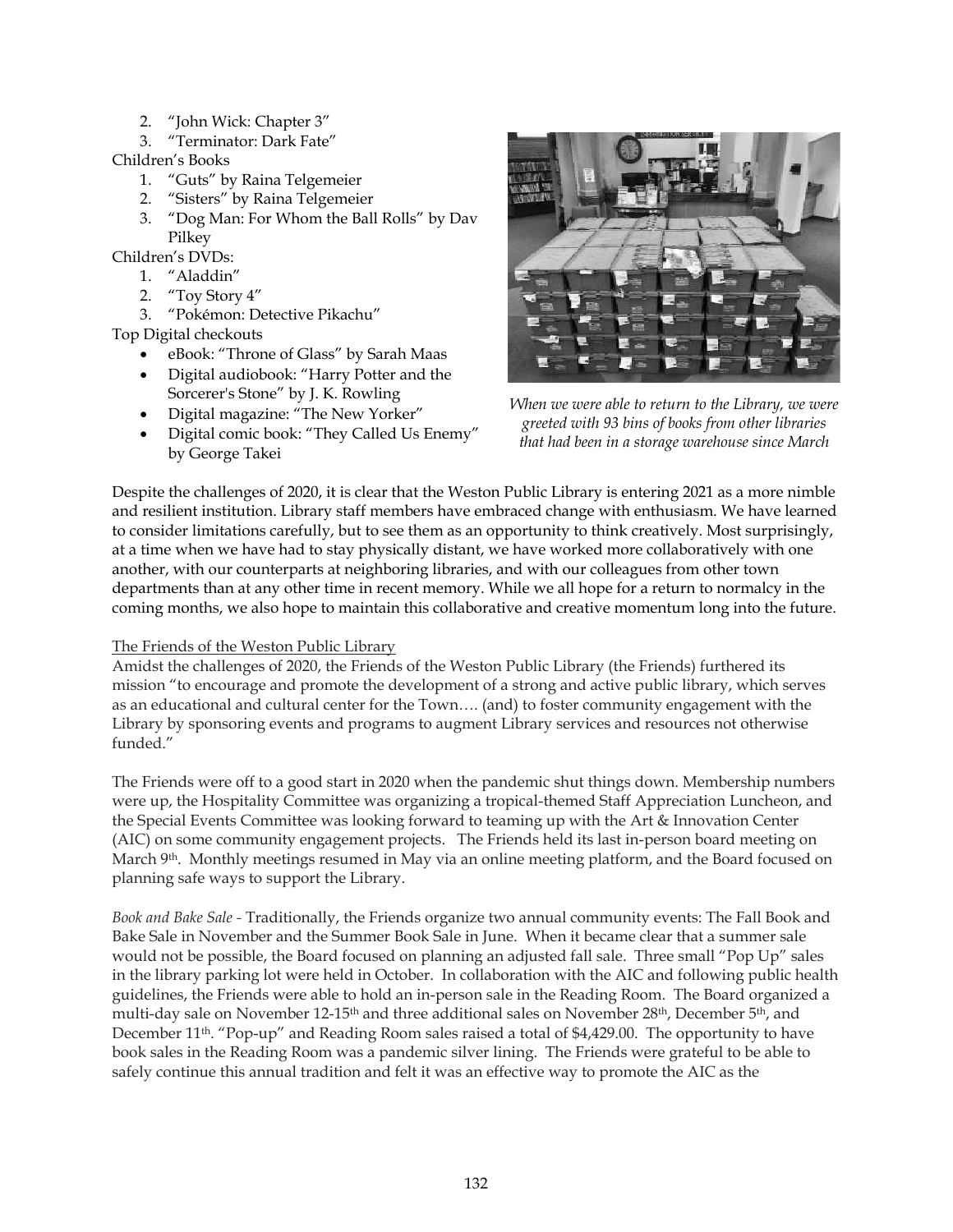2. "John Wick: Chapter 3"
3. "Terminator: Dark Fate"

Children's Books

1. "Guts" by Raina Telgemeier
2. "Sisters" by Raina Telgemeier
3. "Dog Man: For Whom the Ball Rolls" by Dav Pilkey

Children's DVDs:

1. "Aladdin"
2. "Toy Story 4"
3. "Pokémon: Detective Pikachu"

Top Digital checkouts

- eBook: "Throne of Glass" by Sarah Maas
- Digital audiobook: "Harry Potter and the Sorcerer's Stone" by J. K. Rowling
- Digital magazine: "The New Yorker"
- Digital comic book: "They Called Us Enemy" by George Takei

*When we were able to return to the Library, we were greeted with 93 bins of books from other libraries that had been in a storage warehouse since March*

Despite the challenges of 2020, it is clear that the Weston Public Library is entering 2021 as a more nimble and resilient institution. Library staff members have embraced change with enthusiasm. We have learned to consider limitations carefully, but to see them as an opportunity to think creatively. Most surprisingly, at a time when we have had to stay physically distant, we have worked more collaboratively with one another, with our counterparts at neighboring libraries, and with our colleagues from other town departments than at any other time in recent memory. While we all hope for a return to normalcy in the coming months, we also hope to maintain this collaborative and creative momentum long into the future.

The Friends of the Weston Public Library

Amidst the challenges of 2020, the Friends of the Weston Public Library (the Friends) furthered its mission "to encourage and promote the development of a strong and active public library, which serves as an educational and cultural center for the Town…. (and) to foster community engagement with the Library by sponsoring events and programs to augment Library services and resources not otherwise funded."

The Friends were off to a good start in 2020 when the pandemic shut things down. Membership numbers were up, the Hospitality Committee was organizing a tropical-themed Staff Appreciation Luncheon, and the Special Events Committee was looking forward to teaming up with the Art & Innovation Center (AIC) on some community engagement projects. The Friends held its last in-person board meeting on March 9th. Monthly meetings resumed in May via an online meeting platform, and the Board focused on planning safe ways to support the Library.

*Book and Bake Sale* - Traditionally, the Friends organize two annual community events: The Fall Book and Bake Sale in November and the Summer Book Sale in June. When it became clear that a summer sale would not be possible, the Board focused on planning an adjusted fall sale. Three small "Pop Up" sales in the library parking lot were held in October. In collaboration with the AIC and following public health guidelines, the Friends were able to hold an in-person sale in the Reading Room. The Board organized a multi-day sale on November 12-15th and three additional sales on November 28th, December 5th, and December 11th. "Pop-up" and Reading Room sales raised a total of $4,429.00. The opportunity to have book sales in the Reading Room was a pandemic silver lining. The Friends were grateful to be able to safely continue this annual tradition and felt it was an effective way to promote the AIC as the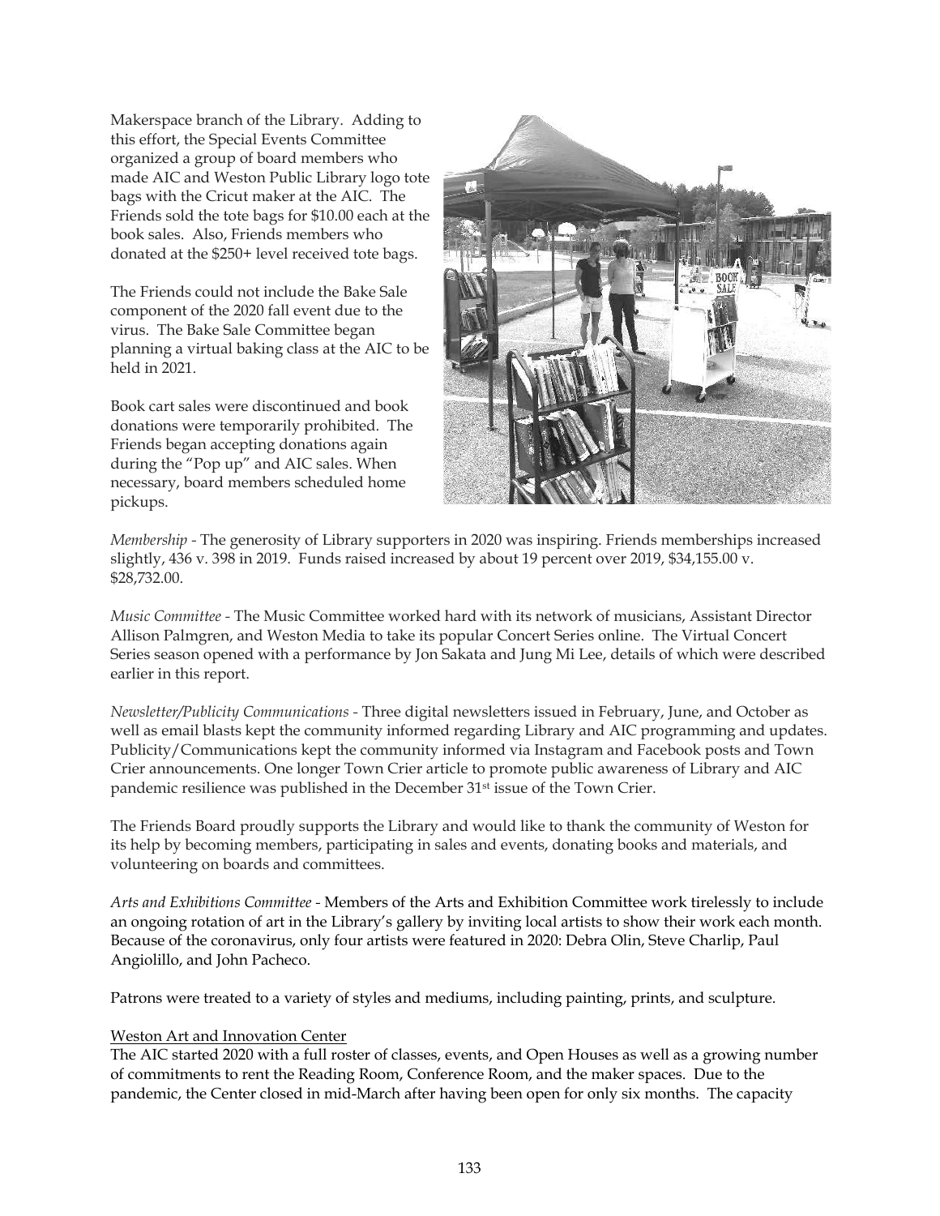Makerspace branch of the Library. Adding to this effort, the Special Events Committee organized a group of board members who made AIC and Weston Public Library logo tote bags with the Cricut maker at the AIC. The Friends sold the tote bags for $10.00 each at the book sales. Also, Friends members who donated at the $250+ level received tote bags.

The Friends could not include the Bake Sale component of the 2020 fall event due to the virus. The Bake Sale Committee began planning a virtual baking class at the AIC to be held in 2021.

Book cart sales were discontinued and book donations were temporarily prohibited. The Friends began accepting donations again during the "Pop up" and AIC sales. When necessary, board members scheduled home pickups.

*Membership* - The generosity of Library supporters in 2020 was inspiring. Friends memberships increased slightly, 436 v. 398 in 2019. Funds raised increased by about 19 percent over 2019, $34,155.00 v. $28,732.00.

*Music Committee* - The Music Committee worked hard with its network of musicians, Assistant Director Allison Palmgren, and Weston Media to take its popular Concert Series online. The Virtual Concert Series season opened with a performance by Jon Sakata and Jung Mi Lee, details of which were described earlier in this report.

*Newsletter/Publicity Communications* - Three digital newsletters issued in February, June, and October as well as email blasts kept the community informed regarding Library and AIC programming and updates. Publicity/Communications kept the community informed via Instagram and Facebook posts and Town Crier announcements. One longer Town Crier article to promote public awareness of Library and AIC pandemic resilience was published in the December 31st issue of the Town Crier.

The Friends Board proudly supports the Library and would like to thank the community of Weston for its help by becoming members, participating in sales and events, donating books and materials, and volunteering on boards and committees.

*Arts and Exhibitions Committee* - Members of the Arts and Exhibition Committee work tirelessly to include an ongoing rotation of art in the Library's gallery by inviting local artists to show their work each month. Because of the coronavirus, only four artists were featured in 2020: Debra Olin, Steve Charlip, Paul Angiolillo, and John Pacheco.

Patrons were treated to a variety of styles and mediums, including painting, prints, and sculpture.

Weston Art and Innovation Center

The AIC started 2020 with a full roster of classes, events, and Open Houses as well as a growing number of commitments to rent the Reading Room, Conference Room, and the maker spaces. Due to the pandemic, the Center closed in mid-March after having been open for only six months. The capacity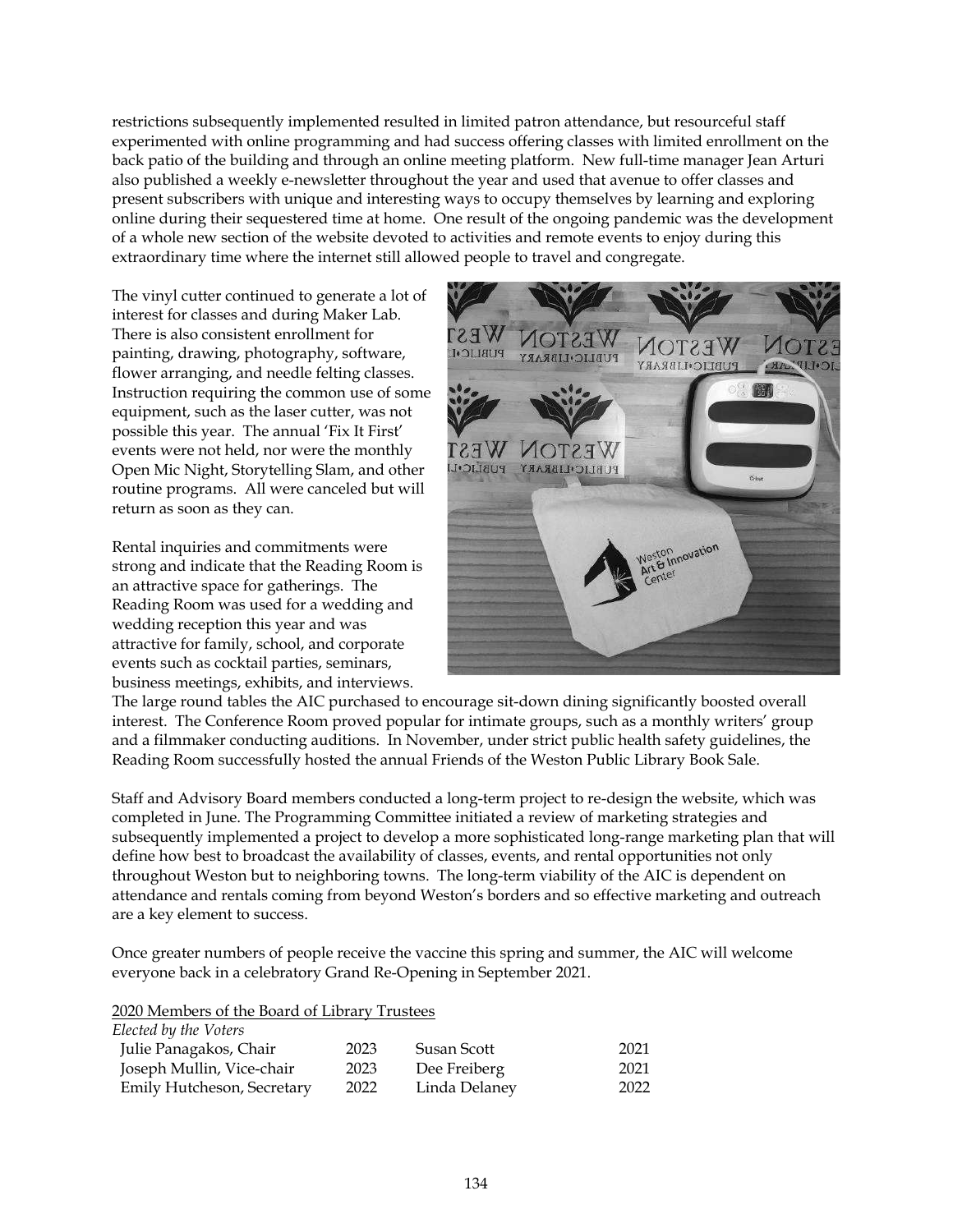restrictions subsequently implemented resulted in limited patron attendance, but resourceful staff experimented with online programming and had success offering classes with limited enrollment on the back patio of the building and through an online meeting platform. New full-time manager Jean Arturi also published a weekly e-newsletter throughout the year and used that avenue to offer classes and present subscribers with unique and interesting ways to occupy themselves by learning and exploring online during their sequestered time at home. One result of the ongoing pandemic was the development of a whole new section of the website devoted to activities and remote events to enjoy during this extraordinary time where the internet still allowed people to travel and congregate.

The vinyl cutter continued to generate a lot of interest for classes and during Maker Lab. There is also consistent enrollment for painting, drawing, photography, software, flower arranging, and needle felting classes. Instruction requiring the common use of some equipment, such as the laser cutter, was not possible this year. The annual 'Fix It First' events were not held, nor were the monthly Open Mic Night, Storytelling Slam, and other routine programs. All were canceled but will return as soon as they can.

Rental inquiries and commitments were strong and indicate that the Reading Room is an attractive space for gatherings. The Reading Room was used for a wedding and wedding reception this year and was attractive for family, school, and corporate events such as cocktail parties, seminars, business meetings, exhibits, and interviews. The large round tables the AIC purchased to encourage sit-down dining significantly boosted overall interest. The Conference Room proved popular for intimate groups, such as a monthly writers' group and a filmmaker conducting auditions. In November, under strict public health safety guidelines, the Reading Room successfully hosted the annual Friends of the Weston Public Library Book Sale.

Staff and Advisory Board members conducted a long-term project to re-design the website, which was completed in June. The Programming Committee initiated a review of marketing strategies and subsequently implemented a project to develop a more sophisticated long-range marketing plan that will define how best to broadcast the availability of classes, events, and rental opportunities not only throughout Weston but to neighboring towns. The long-term viability of the AIC is dependent on attendance and rentals coming from beyond Weston's borders and so effective marketing and outreach are a key element to success.

Once greater numbers of people receive the vaccine this spring and summer, the AIC will welcome everyone back in a celebratory Grand Re-Opening in September 2021.

2020 Members of the Board of Library Trustees

*Elected by the Voters*

| | | | |
|---|---|---|---|
| Julie Panagakos, Chair | 2023 | Susan Scott | 2021 |
| Joseph Mullin, Vice-chair | 2023 | Dee Freiberg | 2021 |
| Emily Hutcheson, Secretary | 2022 | Linda Delaney | 2022 |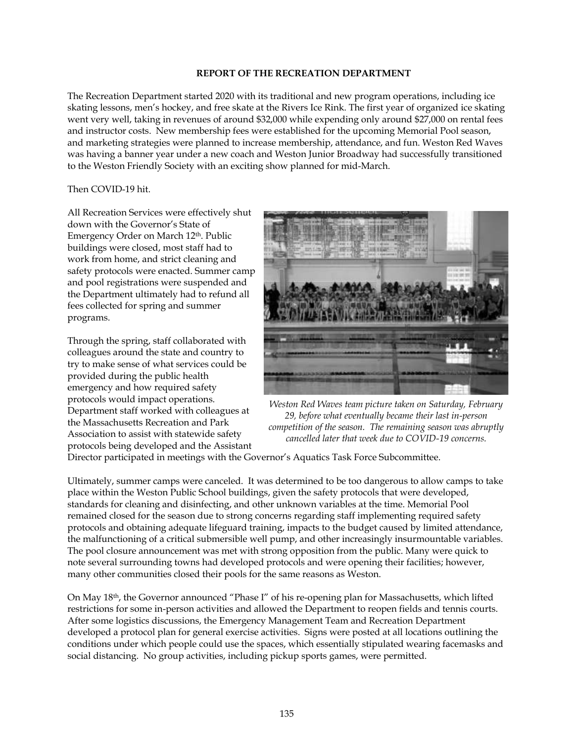## REPORT OF THE RECREATION DEPARTMENT

The Recreation Department started 2020 with its traditional and new program operations, including ice skating lessons, men's hockey, and free skate at the Rivers Ice Rink. The first year of organized ice skating went very well, taking in revenues of around $32,000 while expending only around $27,000 on rental fees and instructor costs. New membership fees were established for the upcoming Memorial Pool season, and marketing strategies were planned to increase membership, attendance, and fun. Weston Red Waves was having a banner year under a new coach and Weston Junior Broadway had successfully transitioned to the Weston Friendly Society with an exciting show planned for mid-March.

Then COVID-19 hit.

All Recreation Services were effectively shut down with the Governor's State of Emergency Order on March 12th. Public buildings were closed, most staff had to work from home, and strict cleaning and safety protocols were enacted. Summer camp and pool registrations were suspended and the Department ultimately had to refund all fees collected for spring and summer programs.

*Weston Red Waves team picture taken on Saturday, February 29, before what eventually became their last in-person competition of the season. The remaining season was abruptly cancelled later that week due to COVID-19 concerns.*

Through the spring, staff collaborated with colleagues around the state and country to try to make sense of what services could be provided during the public health emergency and how required safety protocols would impact operations. Department staff worked with colleagues at the Massachusetts Recreation and Park Association to assist with statewide safety protocols being developed and the Assistant Director participated in meetings with the Governor's Aquatics Task Force Subcommittee.

Ultimately, summer camps were canceled. It was determined to be too dangerous to allow camps to take place within the Weston Public School buildings, given the safety protocols that were developed, standards for cleaning and disinfecting, and other unknown variables at the time. Memorial Pool remained closed for the season due to strong concerns regarding staff implementing required safety protocols and obtaining adequate lifeguard training, impacts to the budget caused by limited attendance, the malfunctioning of a critical submersible well pump, and other increasingly insurmountable variables. The pool closure announcement was met with strong opposition from the public. Many were quick to note several surrounding towns had developed protocols and were opening their facilities; however, many other communities closed their pools for the same reasons as Weston.

On May 18th, the Governor announced "Phase I" of his re-opening plan for Massachusetts, which lifted restrictions for some in-person activities and allowed the Department to reopen fields and tennis courts. After some logistics discussions, the Emergency Management Team and Recreation Department developed a protocol plan for general exercise activities. Signs were posted at all locations outlining the conditions under which people could use the spaces, which essentially stipulated wearing facemasks and social distancing. No group activities, including pickup sports games, were permitted.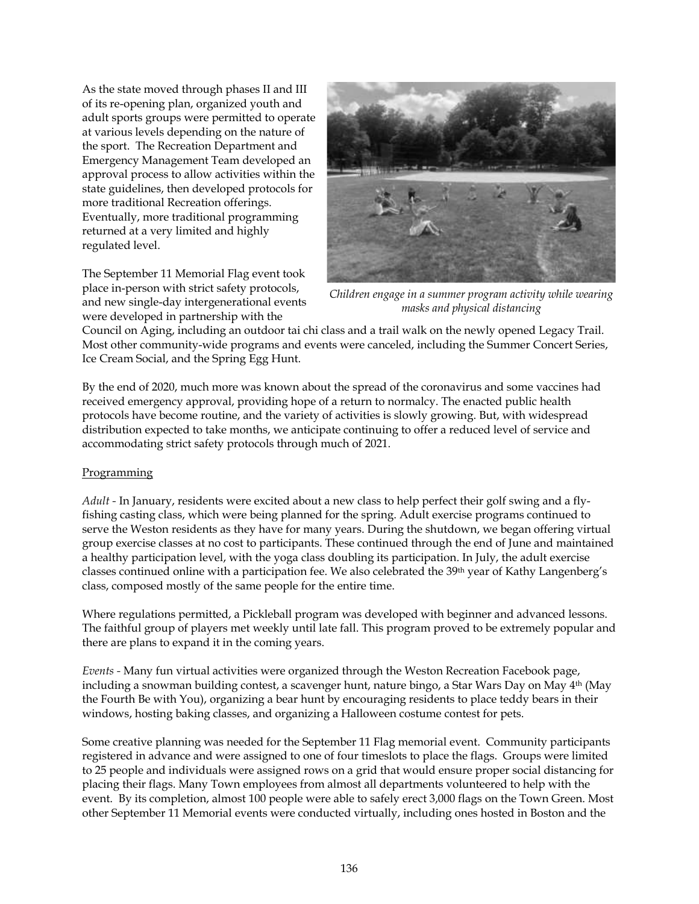As the state moved through phases II and III of its re-opening plan, organized youth and adult sports groups were permitted to operate at various levels depending on the nature of the sport. The Recreation Department and Emergency Management Team developed an approval process to allow activities within the state guidelines, then developed protocols for more traditional Recreation offerings. Eventually, more traditional programming returned at a very limited and highly regulated level.

*Children engage in a summer program activity while wearing masks and physical distancing*

The September 11 Memorial Flag event took place in-person with strict safety protocols, and new single-day intergenerational events were developed in partnership with the Council on Aging, including an outdoor tai chi class and a trail walk on the newly opened Legacy Trail. Most other community-wide programs and events were canceled, including the Summer Concert Series, Ice Cream Social, and the Spring Egg Hunt.

By the end of 2020, much more was known about the spread of the coronavirus and some vaccines had received emergency approval, providing hope of a return to normalcy. The enacted public health protocols have become routine, and the variety of activities is slowly growing. But, with widespread distribution expected to take months, we anticipate continuing to offer a reduced level of service and accommodating strict safety protocols through much of 2021.

<u>Programming</u>

*Adult* - In January, residents were excited about a new class to help perfect their golf swing and a fly-fishing casting class, which were being planned for the spring. Adult exercise programs continued to serve the Weston residents as they have for many years. During the shutdown, we began offering virtual group exercise classes at no cost to participants. These continued through the end of June and maintained a healthy participation level, with the yoga class doubling its participation. In July, the adult exercise classes continued online with a participation fee. We also celebrated the 39th year of Kathy Langenberg's class, composed mostly of the same people for the entire time.

Where regulations permitted, a Pickleball program was developed with beginner and advanced lessons. The faithful group of players met weekly until late fall. This program proved to be extremely popular and there are plans to expand it in the coming years.

*Events* - Many fun virtual activities were organized through the Weston Recreation Facebook page, including a snowman building contest, a scavenger hunt, nature bingo, a Star Wars Day on May 4th (May the Fourth Be with You), organizing a bear hunt by encouraging residents to place teddy bears in their windows, hosting baking classes, and organizing a Halloween costume contest for pets.

Some creative planning was needed for the September 11 Flag memorial event. Community participants registered in advance and were assigned to one of four timeslots to place the flags. Groups were limited to 25 people and individuals were assigned rows on a grid that would ensure proper social distancing for placing their flags. Many Town employees from almost all departments volunteered to help with the event. By its completion, almost 100 people were able to safely erect 3,000 flags on the Town Green. Most other September 11 Memorial events were conducted virtually, including ones hosted in Boston and the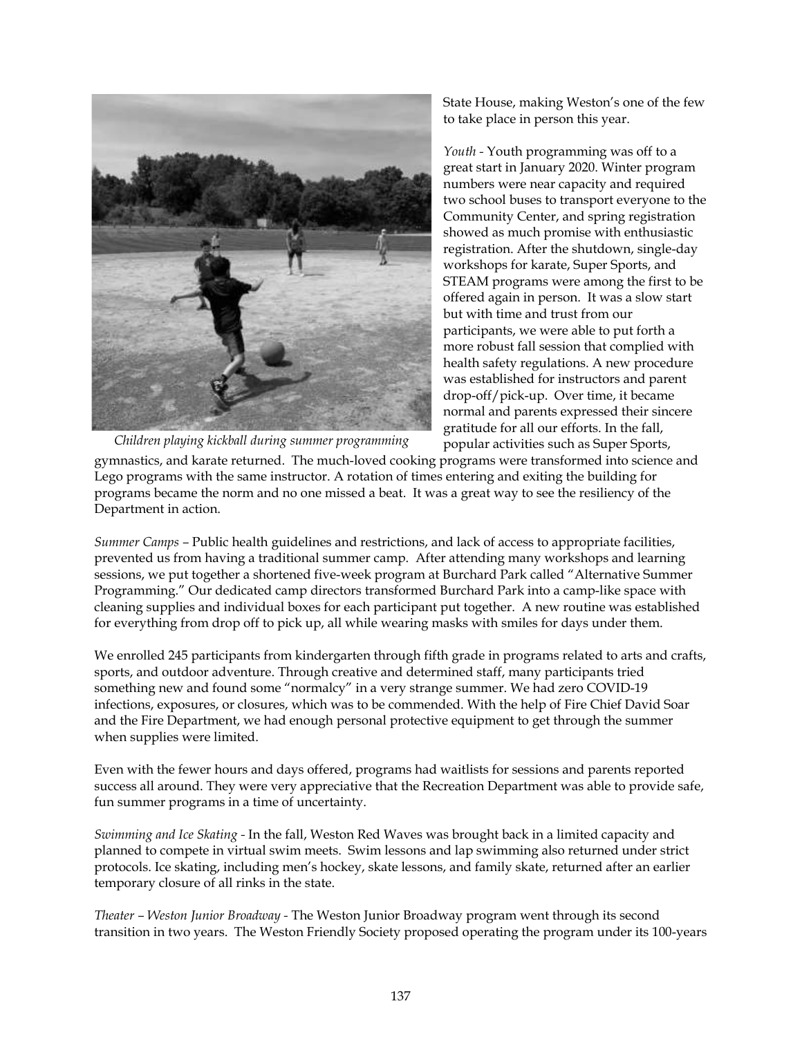State House, making Weston's one of the few to take place in person this year.

*Children playing kickball during summer programming*

*Youth* - Youth programming was off to a great start in January 2020. Winter program numbers were near capacity and required two school buses to transport everyone to the Community Center, and spring registration showed as much promise with enthusiastic registration. After the shutdown, single-day workshops for karate, Super Sports, and STEAM programs were among the first to be offered again in person. It was a slow start but with time and trust from our participants, we were able to put forth a more robust fall session that complied with health safety regulations. A new procedure was established for instructors and parent drop-off/pick-up. Over time, it became normal and parents expressed their sincere gratitude for all our efforts. In the fall, popular activities such as Super Sports, gymnastics, and karate returned. The much-loved cooking programs were transformed into science and Lego programs with the same instructor. A rotation of times entering and exiting the building for programs became the norm and no one missed a beat. It was a great way to see the resiliency of the Department in action.

*Summer Camps* – Public health guidelines and restrictions, and lack of access to appropriate facilities, prevented us from having a traditional summer camp. After attending many workshops and learning sessions, we put together a shortened five-week program at Burchard Park called "Alternative Summer Programming." Our dedicated camp directors transformed Burchard Park into a camp-like space with cleaning supplies and individual boxes for each participant put together. A new routine was established for everything from drop off to pick up, all while wearing masks with smiles for days under them.

We enrolled 245 participants from kindergarten through fifth grade in programs related to arts and crafts, sports, and outdoor adventure. Through creative and determined staff, many participants tried something new and found some "normalcy" in a very strange summer. We had zero COVID-19 infections, exposures, or closures, which was to be commended. With the help of Fire Chief David Soar and the Fire Department, we had enough personal protective equipment to get through the summer when supplies were limited.

Even with the fewer hours and days offered, programs had waitlists for sessions and parents reported success all around. They were very appreciative that the Recreation Department was able to provide safe, fun summer programs in a time of uncertainty.

*Swimming and Ice Skating* - In the fall, Weston Red Waves was brought back in a limited capacity and planned to compete in virtual swim meets. Swim lessons and lap swimming also returned under strict protocols. Ice skating, including men's hockey, skate lessons, and family skate, returned after an earlier temporary closure of all rinks in the state.

*Theater – Weston Junior Broadway* - The Weston Junior Broadway program went through its second transition in two years. The Weston Friendly Society proposed operating the program under its 100-years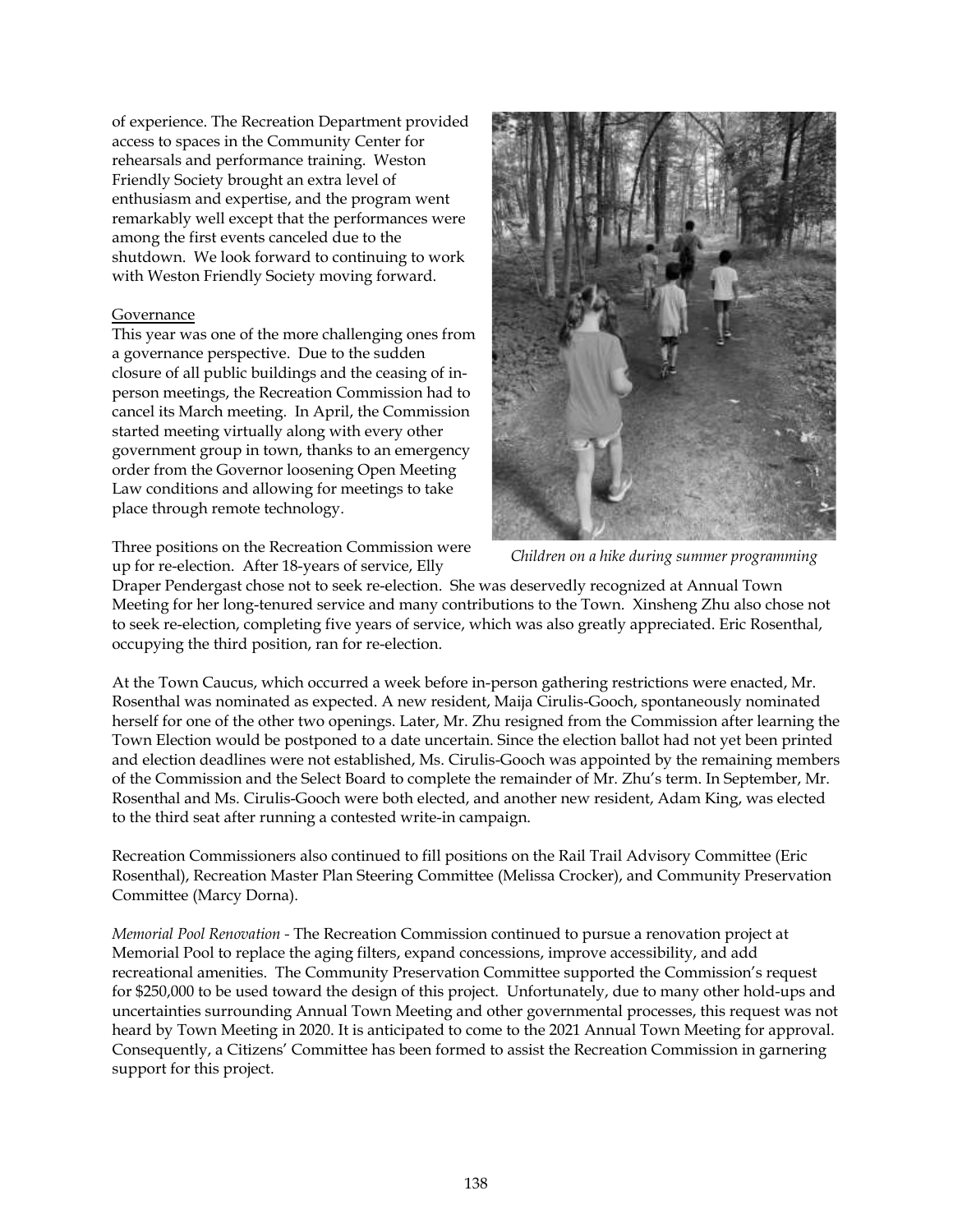of experience. The Recreation Department provided access to spaces in the Community Center for rehearsals and performance training. Weston Friendly Society brought an extra level of enthusiasm and expertise, and the program went remarkably well except that the performances were among the first events canceled due to the shutdown. We look forward to continuing to work with Weston Friendly Society moving forward.

Governance

This year was one of the more challenging ones from a governance perspective. Due to the sudden closure of all public buildings and the ceasing of in-person meetings, the Recreation Commission had to cancel its March meeting. In April, the Commission started meeting virtually along with every other government group in town, thanks to an emergency order from the Governor loosening Open Meeting Law conditions and allowing for meetings to take place through remote technology.

*Children on a hike during summer programming*

Three positions on the Recreation Commission were up for re-election. After 18-years of service, Elly Draper Pendergast chose not to seek re-election. She was deservedly recognized at Annual Town Meeting for her long-tenured service and many contributions to the Town. Xinsheng Zhu also chose not to seek re-election, completing five years of service, which was also greatly appreciated. Eric Rosenthal, occupying the third position, ran for re-election.

At the Town Caucus, which occurred a week before in-person gathering restrictions were enacted, Mr. Rosenthal was nominated as expected. A new resident, Maija Cirulis-Gooch, spontaneously nominated herself for one of the other two openings. Later, Mr. Zhu resigned from the Commission after learning the Town Election would be postponed to a date uncertain. Since the election ballot had not yet been printed and election deadlines were not established, Ms. Cirulis-Gooch was appointed by the remaining members of the Commission and the Select Board to complete the remainder of Mr. Zhu's term. In September, Mr. Rosenthal and Ms. Cirulis-Gooch were both elected, and another new resident, Adam King, was elected to the third seat after running a contested write-in campaign.

Recreation Commissioners also continued to fill positions on the Rail Trail Advisory Committee (Eric Rosenthal), Recreation Master Plan Steering Committee (Melissa Crocker), and Community Preservation Committee (Marcy Dorna).

*Memorial Pool Renovation* - The Recreation Commission continued to pursue a renovation project at Memorial Pool to replace the aging filters, expand concessions, improve accessibility, and add recreational amenities. The Community Preservation Committee supported the Commission's request for $250,000 to be used toward the design of this project. Unfortunately, due to many other hold-ups and uncertainties surrounding Annual Town Meeting and other governmental processes, this request was not heard by Town Meeting in 2020. It is anticipated to come to the 2021 Annual Town Meeting for approval. Consequently, a Citizens' Committee has been formed to assist the Recreation Commission in garnering support for this project.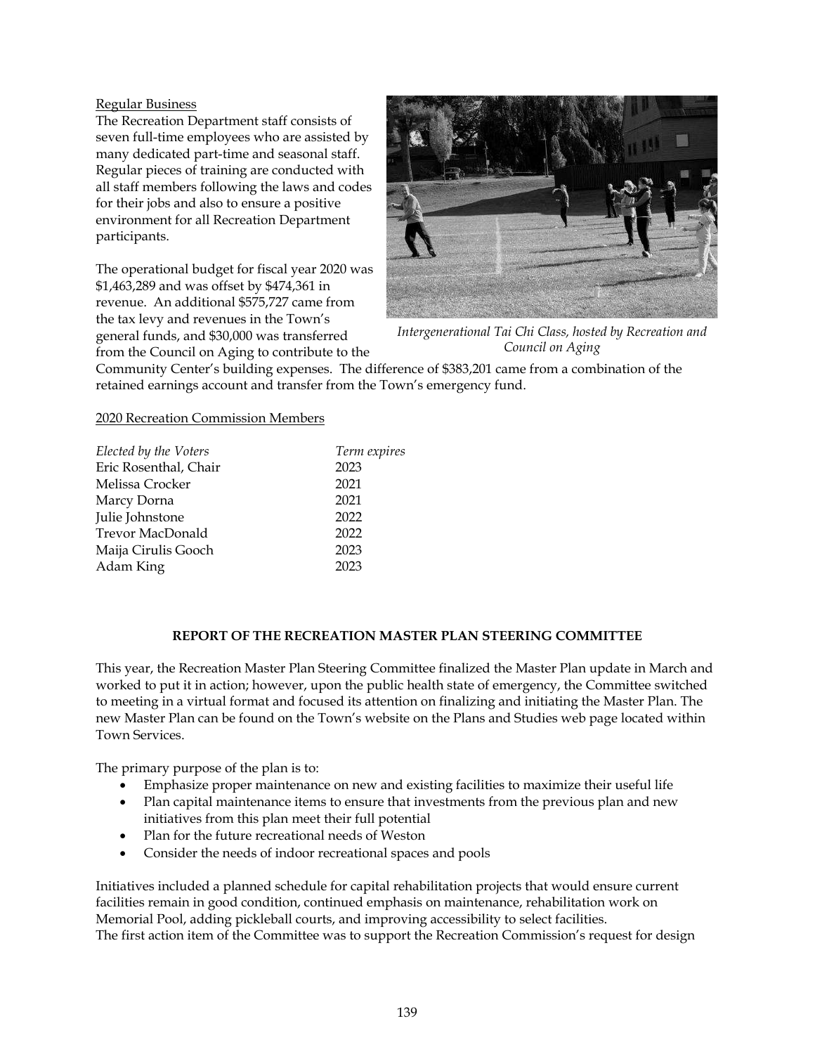Regular Business

The Recreation Department staff consists of seven full-time employees who are assisted by many dedicated part-time and seasonal staff. Regular pieces of training are conducted with all staff members following the laws and codes for their jobs and also to ensure a positive environment for all Recreation Department participants.

The operational budget for fiscal year 2020 was $1,463,289 and was offset by $474,361 in revenue. An additional $575,727 came from the tax levy and revenues in the Town's general funds, and $30,000 was transferred from the Council on Aging to contribute to the Community Center's building expenses. The difference of $383,201 came from a combination of the retained earnings account and transfer from the Town's emergency fund.

*Intergenerational Tai Chi Class, hosted by Recreation and Council on Aging*

2020 Recreation Commission Members

| *Elected by the Voters* | *Term expires* |
|---|---|
| Eric Rosenthal, Chair | 2023 |
| Melissa Crocker | 2021 |
| Marcy Dorna | 2021 |
| Julie Johnstone | 2022 |
| Trevor MacDonald | 2022 |
| Maija Cirulis Gooch | 2023 |
| Adam King | 2023 |

## REPORT OF THE RECREATION MASTER PLAN STEERING COMMITTEE

This year, the Recreation Master Plan Steering Committee finalized the Master Plan update in March and worked to put it in action; however, upon the public health state of emergency, the Committee switched to meeting in a virtual format and focused its attention on finalizing and initiating the Master Plan. The new Master Plan can be found on the Town's website on the Plans and Studies web page located within Town Services.

The primary purpose of the plan is to:

- Emphasize proper maintenance on new and existing facilities to maximize their useful life
- Plan capital maintenance items to ensure that investments from the previous plan and new initiatives from this plan meet their full potential
- Plan for the future recreational needs of Weston
- Consider the needs of indoor recreational spaces and pools

Initiatives included a planned schedule for capital rehabilitation projects that would ensure current facilities remain in good condition, continued emphasis on maintenance, rehabilitation work on Memorial Pool, adding pickleball courts, and improving accessibility to select facilities.
The first action item of the Committee was to support the Recreation Commission's request for design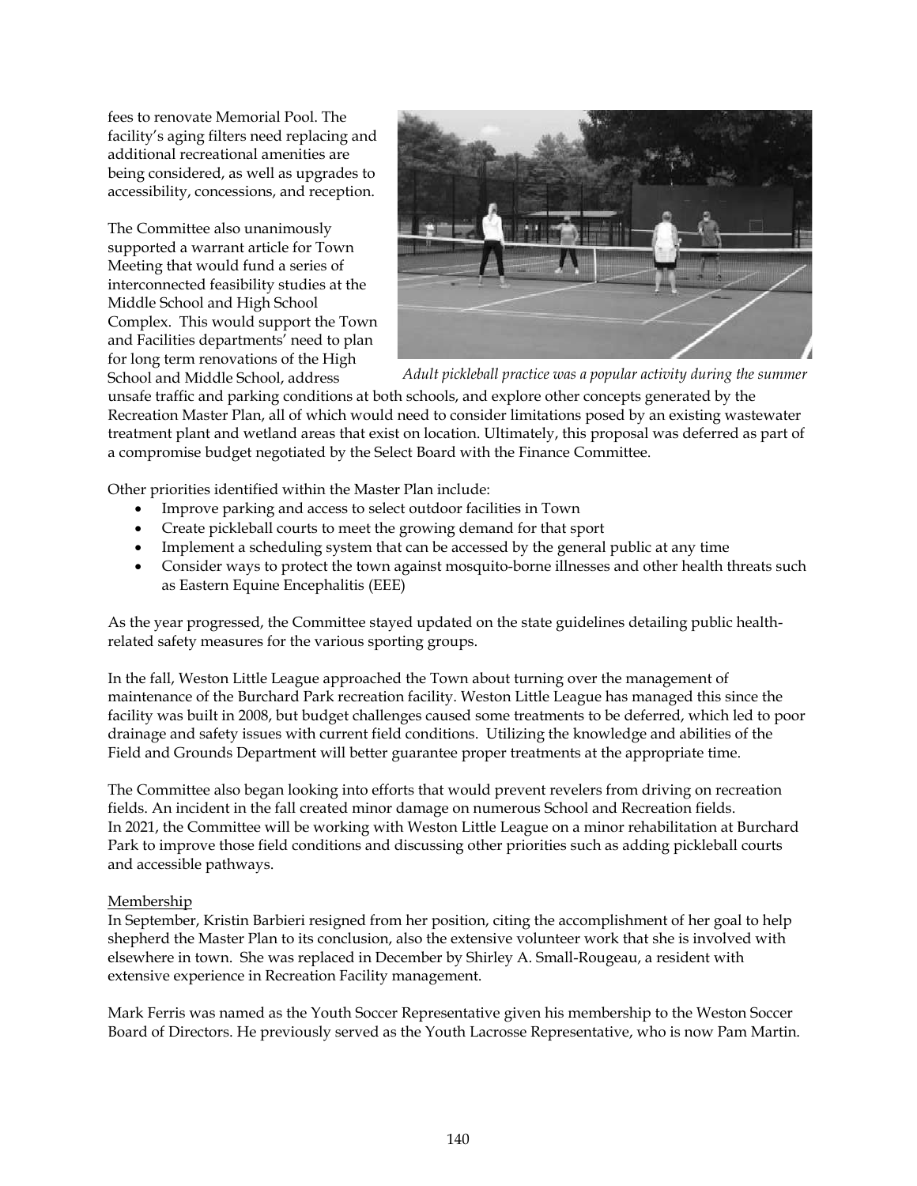fees to renovate Memorial Pool. The facility's aging filters need replacing and additional recreational amenities are being considered, as well as upgrades to accessibility, concessions, and reception.

The Committee also unanimously supported a warrant article for Town Meeting that would fund a series of interconnected feasibility studies at the Middle School and High School Complex. This would support the Town and Facilities departments' need to plan for long term renovations of the High School and Middle School, address unsafe traffic and parking conditions at both schools, and explore other concepts generated by the Recreation Master Plan, all of which would need to consider limitations posed by an existing wastewater treatment plant and wetland areas that exist on location. Ultimately, this proposal was deferred as part of a compromise budget negotiated by the Select Board with the Finance Committee.

*Adult pickleball practice was a popular activity during the summer*

Other priorities identified within the Master Plan include:

- Improve parking and access to select outdoor facilities in Town
- Create pickleball courts to meet the growing demand for that sport
- Implement a scheduling system that can be accessed by the general public at any time
- Consider ways to protect the town against mosquito-borne illnesses and other health threats such as Eastern Equine Encephalitis (EEE)

As the year progressed, the Committee stayed updated on the state guidelines detailing public health-related safety measures for the various sporting groups.

In the fall, Weston Little League approached the Town about turning over the management of maintenance of the Burchard Park recreation facility. Weston Little League has managed this since the facility was built in 2008, but budget challenges caused some treatments to be deferred, which led to poor drainage and safety issues with current field conditions. Utilizing the knowledge and abilities of the Field and Grounds Department will better guarantee proper treatments at the appropriate time.

The Committee also began looking into efforts that would prevent revelers from driving on recreation fields. An incident in the fall created minor damage on numerous School and Recreation fields. In 2021, the Committee will be working with Weston Little League on a minor rehabilitation at Burchard Park to improve those field conditions and discussing other priorities such as adding pickleball courts and accessible pathways.

Membership

In September, Kristin Barbieri resigned from her position, citing the accomplishment of her goal to help shepherd the Master Plan to its conclusion, also the extensive volunteer work that she is involved with elsewhere in town. She was replaced in December by Shirley A. Small-Rougeau, a resident with extensive experience in Recreation Facility management.

Mark Ferris was named as the Youth Soccer Representative given his membership to the Weston Soccer Board of Directors. He previously served as the Youth Lacrosse Representative, who is now Pam Martin.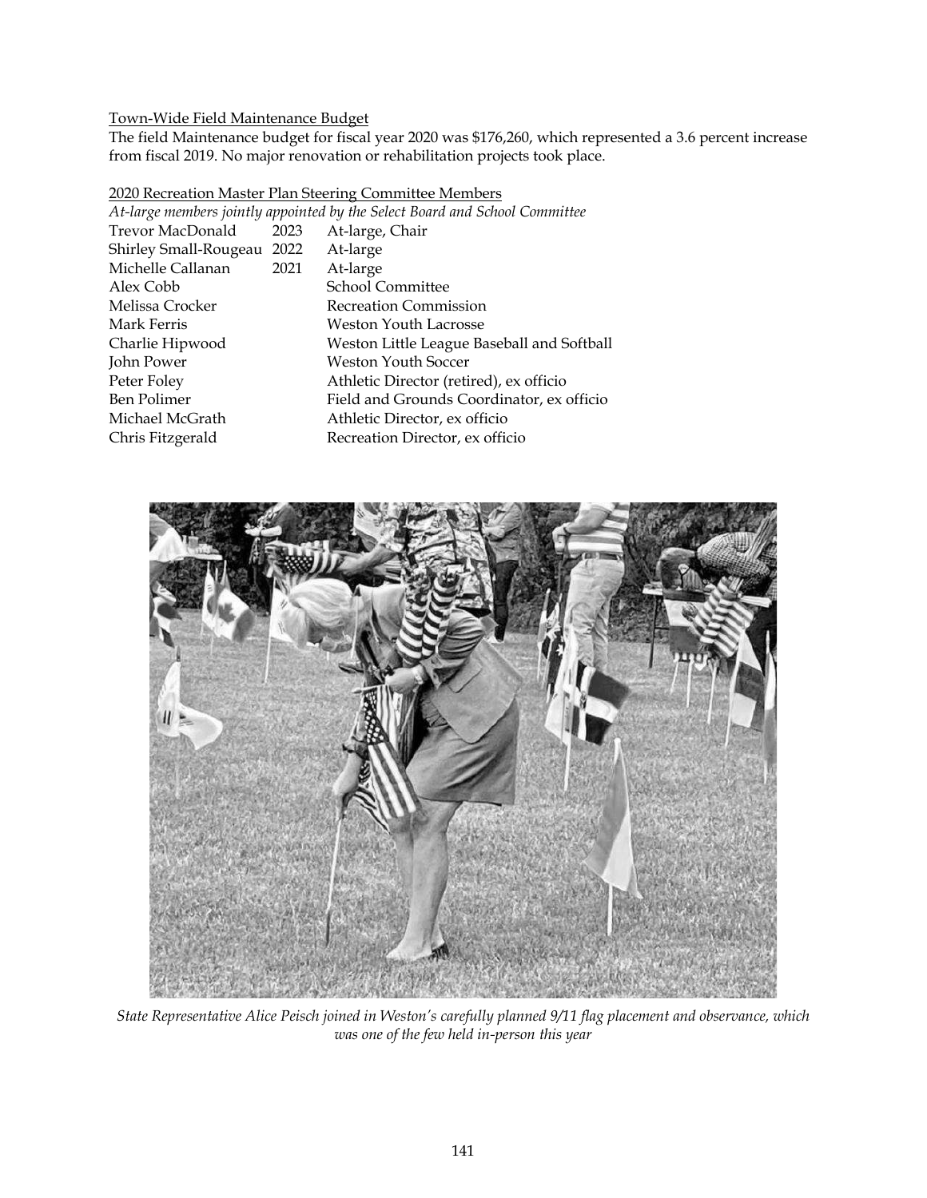Town-Wide Field Maintenance Budget

The field Maintenance budget for fiscal year 2020 was $176,260, which represented a 3.6 percent increase from fiscal 2019. No major renovation or rehabilitation projects took place.

2020 Recreation Master Plan Steering Committee Members

*At-large members jointly appointed by the Select Board and School Committee*

| | | |
|---|---|---|
| Trevor MacDonald | 2023 | At-large, Chair |
| Shirley Small-Rougeau | 2022 | At-large |
| Michelle Callanan | 2021 | At-large |
| Alex Cobb | | School Committee |
| Melissa Crocker | | Recreation Commission |
| Mark Ferris | | Weston Youth Lacrosse |
| Charlie Hipwood | | Weston Little League Baseball and Softball |
| John Power | | Weston Youth Soccer |
| Peter Foley | | Athletic Director (retired), ex officio |
| Ben Polimer | | Field and Grounds Coordinator, ex officio |
| Michael McGrath | | Athletic Director, ex officio |
| Chris Fitzgerald | | Recreation Director, ex officio |

*State Representative Alice Peisch joined in Weston's carefully planned 9/11 flag placement and observance, which was one of the few held in-person this year*